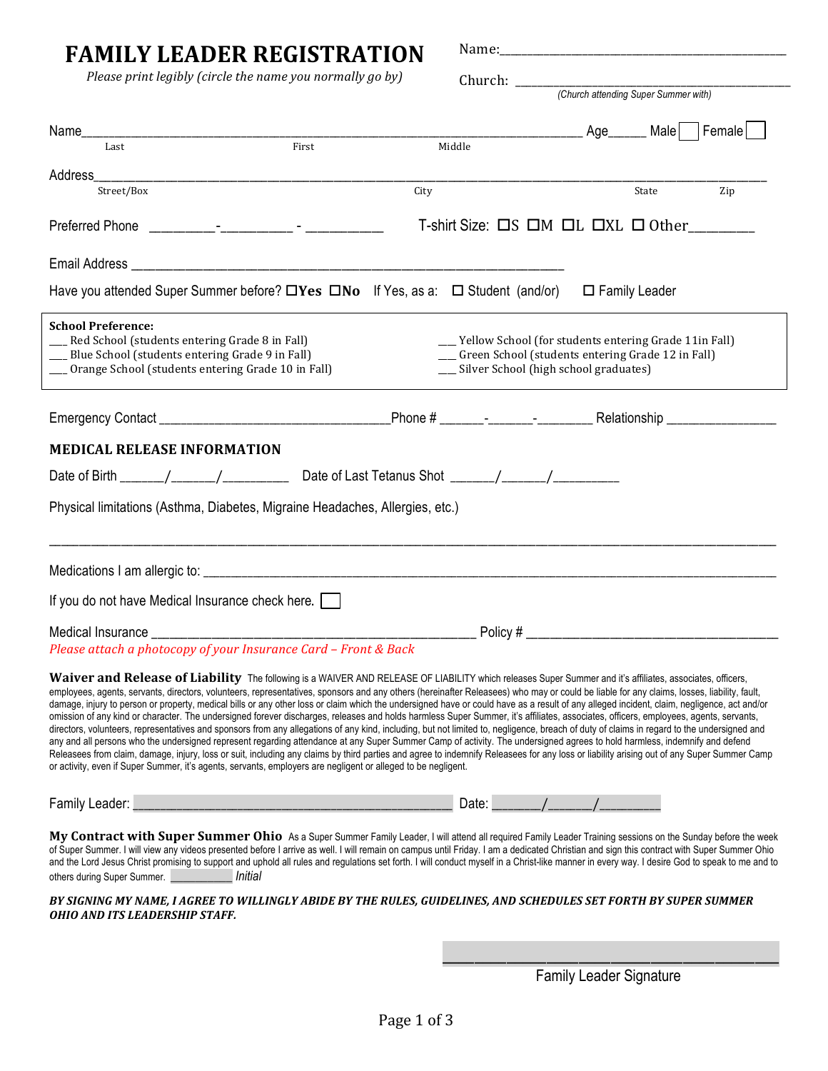# FAMILY LEADER REGISTRATION

*Please print legibly (circle the name you normally go by)*

Name:_______________________________________________

Church: _____________________________________________
(Church attending Super Summer with)

Name_____________________________________________________________________ Age______ Male ☐ Female ☐
Last First Middle

Address_________________________________________________________________________________________
Street/Box City State Zip

Preferred Phone _________-__________ - __________ T-shirt Size: ☐S ☐M ☐L ☐XL ☐ Other_________

Email Address _______________________________________________________

Have you attended Super Summer before? ☐**Yes** ☐**No** If Yes, as a: ☐ Student (and/or) ☐ Family Leader

**School Preference:**

- ___ Red School (students entering Grade 8 in Fall)
- ___ Blue School (students entering Grade 9 in Fall)
- ___ Orange School (students entering Grade 10 in Fall)
- ___ Yellow School (for students entering Grade 11in Fall)
- ___ Green School (students entering Grade 12 in Fall)
- ___ Silver School (high school graduates)

Emergency Contact _________________________________Phone # _______-_______-________ Relationship ________________

## MEDICAL RELEASE INFORMATION

Date of Birth ______/______/_________ Date of Last Tetanus Shot ______/______/_________

Physical limitations (Asthma, Diabetes, Migraine Headaches, Allergies, etc.)

_____________________________________________________________________________________________

Medications I am allergic to: ___________________________________________________________________

If you do not have Medical Insurance check here. ☐

Medical Insurance _____________________________________________ Policy # ___________________________________

*Please attach a photocopy of your Insurance Card – Front & Back*

**Waiver and Release of Liability** The following is a WAIVER AND RELEASE OF LIABILITY which releases Super Summer and it's affiliates, associates, officers, employees, agents, servants, directors, volunteers, representatives, sponsors and any others (hereinafter Releasees) who may or could be liable for any claims, losses, liability, fault, damage, injury to person or property, medical bills or any other loss or claim which the undersigned have or could have as a result of any alleged incident, claim, negligence, act and/or omission of any kind or character. The undersigned forever discharges, releases and holds harmless Super Summer, it's affiliates, associates, officers, employees, agents, servants, directors, volunteers, representatives and sponsors from any allegations of any kind, including, but not limited to, negligence, breach of duty of claims in regard to the undersigned and any and all persons who the undersigned represent regarding attendance at any Super Summer Camp of activity. The undersigned agrees to hold harmless, indemnify and defend Releasees from claim, damage, injury, loss or suit, including any claims by third parties and agree to indemnify Releasees for any loss or liability arising out of any Super Summer Camp or activity, even if Super Summer, it's agents, servants, employers are negligent or alleged to be negligent.

Family Leader: ______________________________________________ Date: _______/______/________

**My Contract with Super Summer Ohio** As a Super Summer Family Leader, I will attend all required Family Leader Training sessions on the Sunday before the week of Super Summer. I will view any videos presented before I arrive as well. I will remain on campus until Friday. I am a dedicated Christian and sign this contract with Super Summer Ohio and the Lord Jesus Christ promising to support and uphold all rules and regulations set forth. I will conduct myself in a Christ-like manner in every way. I desire God to speak to me and to others during Super Summer. __________ *Initial*

***BY SIGNING MY NAME, I AGREE TO WILLINGLY ABIDE BY THE RULES, GUIDELINES, AND SCHEDULES SET FORTH BY SUPER SUMMER OHIO AND ITS LEADERSHIP STAFF.***

_____________________________________________
Family Leader Signature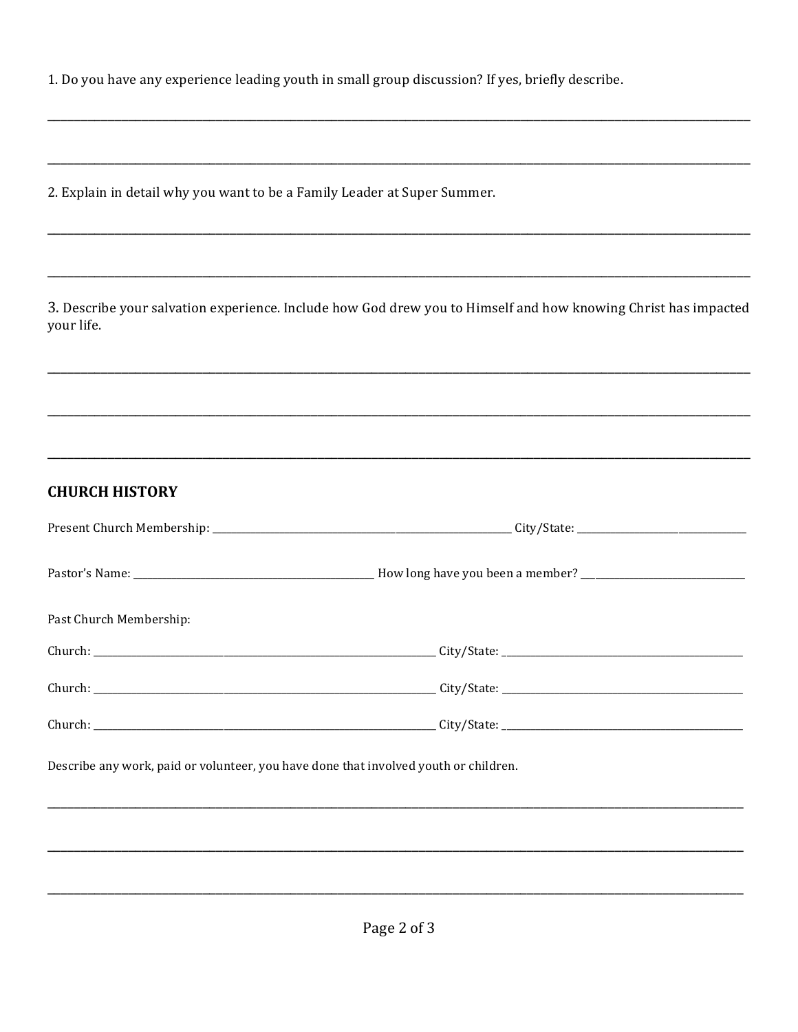1. Do you have any experience leading youth in small group discussion? If yes, briefly describe.

_______________________________________________________________________________________________

_______________________________________________________________________________________________

2. Explain in detail why you want to be a Family Leader at Super Summer.

_______________________________________________________________________________________________

_______________________________________________________________________________________________

3. Describe your salvation experience. Include how God drew you to Himself and how knowing Christ has impacted your life.

_______________________________________________________________________________________________

_______________________________________________________________________________________________

_______________________________________________________________________________________________

## CHURCH HISTORY

Present Church Membership: _______________________________________ City/State: _____________________

Pastor's Name: _______________________________ How long have you been a member? ____________________

Past Church Membership:

Church: ______________________________________________ City/State: ______________________________

Church: ______________________________________________ City/State: ______________________________

Church: ______________________________________________ City/State: ______________________________

Describe any work, paid or volunteer, you have done that involved youth or children.

_______________________________________________________________________________________________

_______________________________________________________________________________________________

_______________________________________________________________________________________________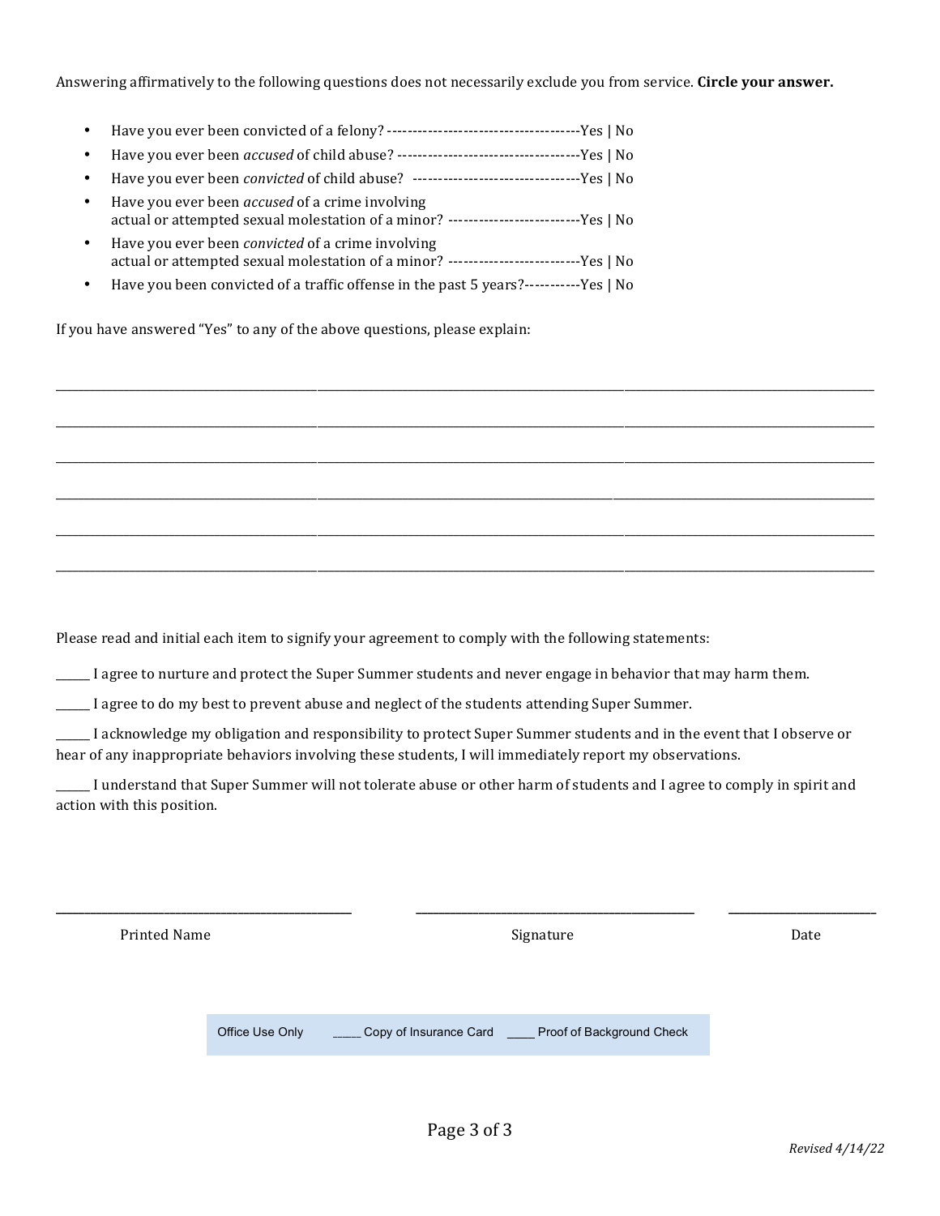Answering affirmatively to the following questions does not necessarily exclude you from service. **Circle your answer.**

- Have you ever been convicted of a felony? --------------------------------------Yes | No
- Have you ever been *accused* of child abuse? ------------------------------------Yes | No
- Have you ever been *convicted* of child abuse? ---------------------------------Yes | No
- Have you ever been *accused* of a crime involving actual or attempted sexual molestation of a minor? --------------------------Yes | No
- Have you ever been *convicted* of a crime involving actual or attempted sexual molestation of a minor? --------------------------Yes | No
- Have you been convicted of a traffic offense in the past 5 years?-----------Yes | No

If you have answered "Yes" to any of the above questions, please explain:

______________________________________________________________________________

______________________________________________________________________________

______________________________________________________________________________

______________________________________________________________________________

______________________________________________________________________________

______________________________________________________________________________

Please read and initial each item to signify your agreement to comply with the following statements:

______ I agree to nurture and protect the Super Summer students and never engage in behavior that may harm them.

______ I agree to do my best to prevent abuse and neglect of the students attending Super Summer.

______ I acknowledge my obligation and responsibility to protect Super Summer students and in the event that I observe or hear of any inappropriate behaviors involving these students, I will immediately report my observations.

______ I understand that Super Summer will not tolerate abuse or other harm of students and I agree to comply in spirit and action with this position.

| | | |
|---|---|---|
| ______________________ | ______________________ | ____________ |
| Printed Name | Signature | Date |

Office Use Only _____ Copy of Insurance Card ____ Proof of Background Check

*Revised 4/14/22*